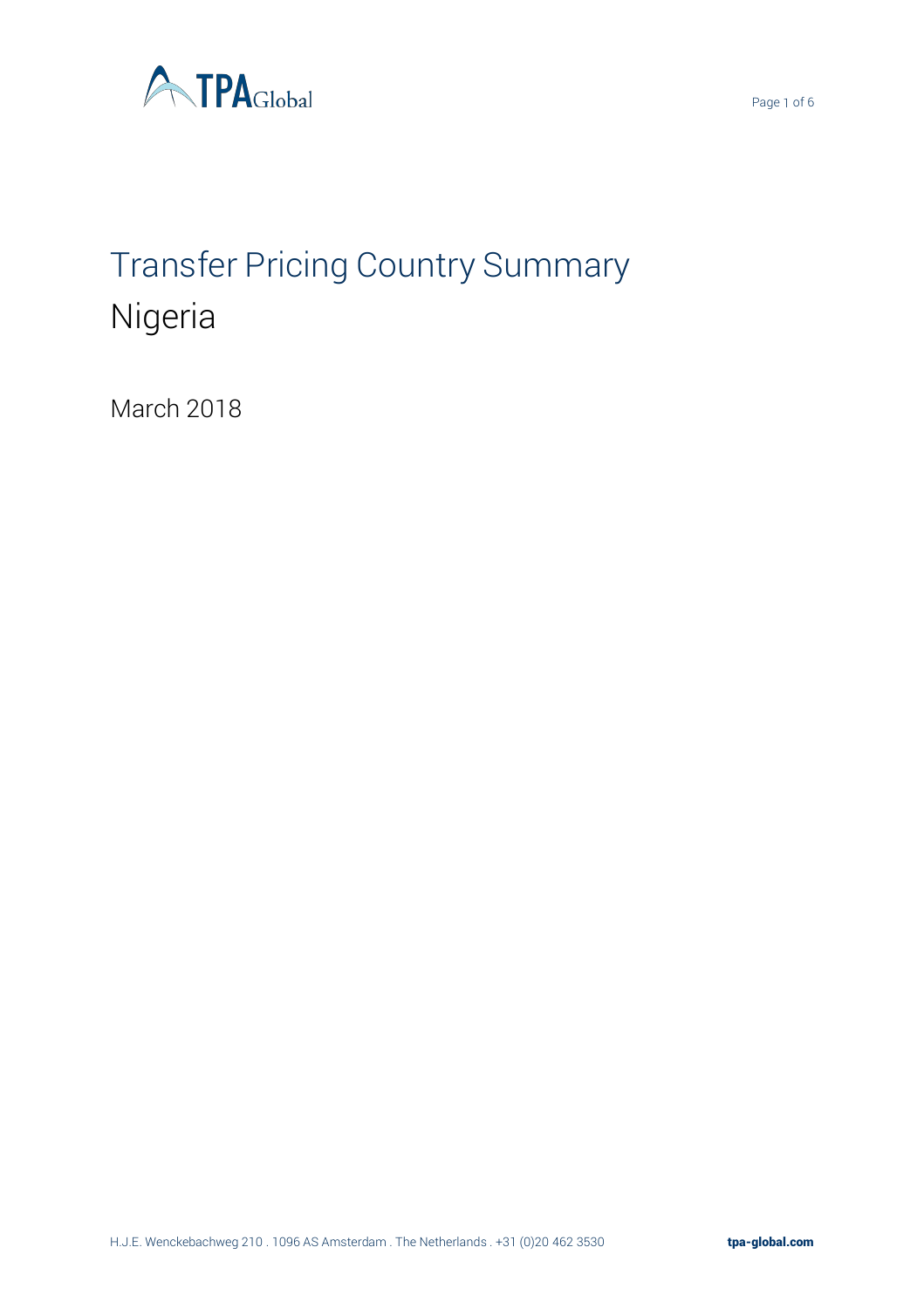# Transfer Pricing Country Summary

## Nigeria

March 2018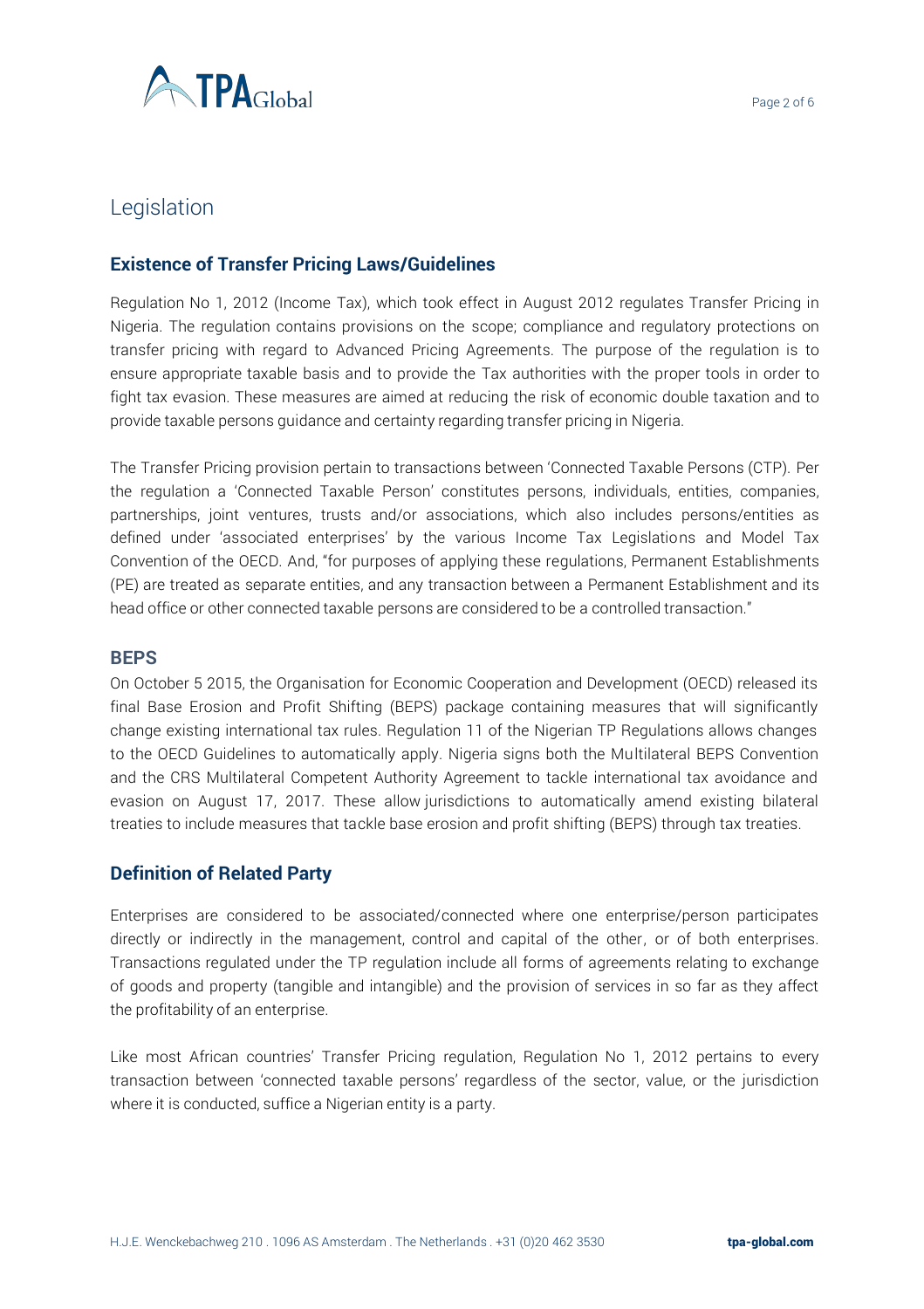# Legislation

## Existence of Transfer Pricing Laws/Guidelines

Regulation No 1, 2012 (Income Tax), which took effect in August 2012 regulates Transfer Pricing in Nigeria. The regulation contains provisions on the scope; compliance and regulatory protections on transfer pricing with regard to Advanced Pricing Agreements. The purpose of the regulation is to ensure appropriate taxable basis and to provide the Tax authorities with the proper tools in order to fight tax evasion. These measures are aimed at reducing the risk of economic double taxation and to provide taxable persons guidance and certainty regarding transfer pricing in Nigeria.

The Transfer Pricing provision pertain to transactions between 'Connected Taxable Persons (CTP). Per the regulation a 'Connected Taxable Person' constitutes persons, individuals, entities, companies, partnerships, joint ventures, trusts and/or associations, which also includes persons/entities as defined under 'associated enterprises' by the various Income Tax Legislations and Model Tax Convention of the OECD. And, "for purposes of applying these regulations, Permanent Establishments (PE) are treated as separate entities, and any transaction between a Permanent Establishment and its head office or other connected taxable persons are considered to be a controlled transaction."

## BEPS

On October 5 2015, the Organisation for Economic Cooperation and Development (OECD) released its final Base Erosion and Profit Shifting (BEPS) package containing measures that will significantly change existing international tax rules. Regulation 11 of the Nigerian TP Regulations allows changes to the OECD Guidelines to automatically apply. Nigeria signs both the Multilateral BEPS Convention and the CRS Multilateral Competent Authority Agreement to tackle international tax avoidance and evasion on August 17, 2017. These allow jurisdictions to automatically amend existing bilateral treaties to include measures that tackle base erosion and profit shifting (BEPS) through tax treaties.

## Definition of Related Party

Enterprises are considered to be associated/connected where one enterprise/person participates directly or indirectly in the management, control and capital of the other, or of both enterprises. Transactions regulated under the TP regulation include all forms of agreements relating to exchange of goods and property (tangible and intangible) and the provision of services in so far as they affect the profitability of an enterprise.

Like most African countries' Transfer Pricing regulation, Regulation No 1, 2012 pertains to every transaction between 'connected taxable persons' regardless of the sector, value, or the jurisdiction where it is conducted, suffice a Nigerian entity is a party.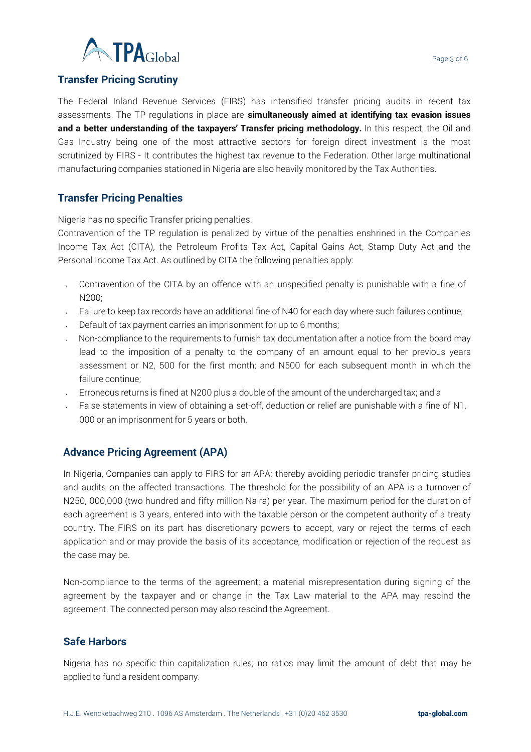## Transfer Pricing Scrutiny

The Federal Inland Revenue Services (FIRS) has intensified transfer pricing audits in recent tax assessments. The TP regulations in place are **simultaneously aimed at identifying tax evasion issues and a better understanding of the taxpayers' Transfer pricing methodology.** In this respect, the Oil and Gas Industry being one of the most attractive sectors for foreign direct investment is the most scrutinized by FIRS - It contributes the highest tax revenue to the Federation. Other large multinational manufacturing companies stationed in Nigeria are also heavily monitored by the Tax Authorities.

## Transfer Pricing Penalties

Nigeria has no specific Transfer pricing penalties.

Contravention of the TP regulation is penalized by virtue of the penalties enshrined in the Companies Income Tax Act (CITA), the Petroleum Profits Tax Act, Capital Gains Act, Stamp Duty Act and the Personal Income Tax Act. As outlined by CITA the following penalties apply:

- Contravention of the CITA by an offence with an unspecified penalty is punishable with a fine of N200;
- Failure to keep tax records have an additional fine of N40 for each day where such failures continue;
- Default of tax payment carries an imprisonment for up to 6 months;
- Non-compliance to the requirements to furnish tax documentation after a notice from the board may lead to the imposition of a penalty to the company of an amount equal to her previous years assessment or N2, 500 for the first month; and N500 for each subsequent month in which the failure continue;
- Erroneous returns is fined at N200 plus a double of the amount of the undercharged tax; and a
- False statements in view of obtaining a set-off, deduction or relief are punishable with a fine of N1, 000 or an imprisonment for 5 years or both.

## Advance Pricing Agreement (APA)

In Nigeria, Companies can apply to FIRS for an APA; thereby avoiding periodic transfer pricing studies and audits on the affected transactions. The threshold for the possibility of an APA is a turnover of N250, 000,000 (two hundred and fifty million Naira) per year. The maximum period for the duration of each agreement is 3 years, entered into with the taxable person or the competent authority of a treaty country. The FIRS on its part has discretionary powers to accept, vary or reject the terms of each application and or may provide the basis of its acceptance, modification or rejection of the request as the case may be.

Non-compliance to the terms of the agreement; a material misrepresentation during signing of the agreement by the taxpayer and or change in the Tax Law material to the APA may rescind the agreement. The connected person may also rescind the Agreement.

## Safe Harbors

Nigeria has no specific thin capitalization rules; no ratios may limit the amount of debt that may be applied to fund a resident company.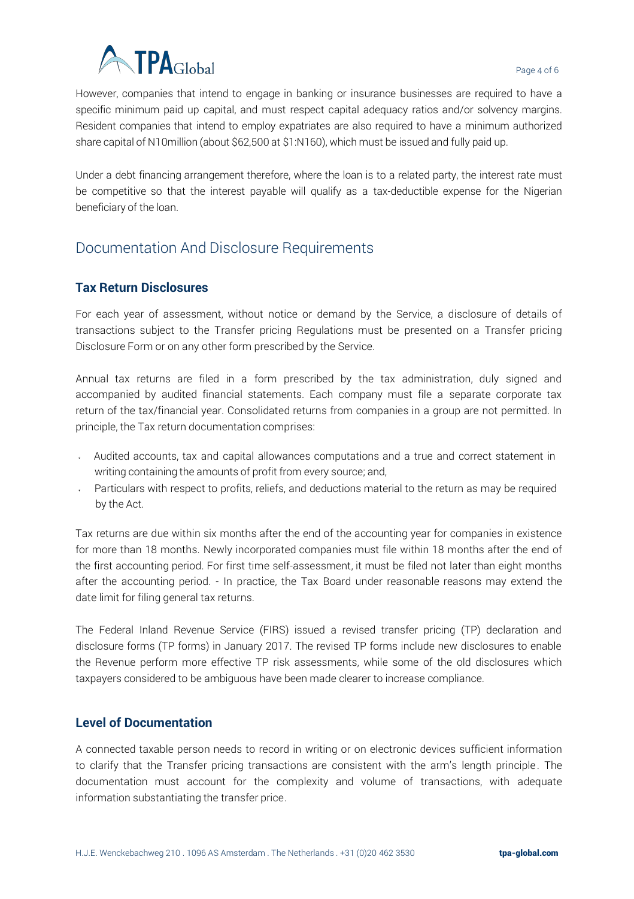However, companies that intend to engage in banking or insurance businesses are required to have a specific minimum paid up capital, and must respect capital adequacy ratios and/or solvency margins. Resident companies that intend to employ expatriates are also required to have a minimum authorized share capital of N10million (about $62,500 at $1:N160), which must be issued and fully paid up.

Under a debt financing arrangement therefore, where the loan is to a related party, the interest rate must be competitive so that the interest payable will qualify as a tax-deductible expense for the Nigerian beneficiary of the loan.

## Documentation And Disclosure Requirements

### Tax Return Disclosures

For each year of assessment, without notice or demand by the Service, a disclosure of details of transactions subject to the Transfer pricing Regulations must be presented on a Transfer pricing Disclosure Form or on any other form prescribed by the Service.

Annual tax returns are filed in a form prescribed by the tax administration, duly signed and accompanied by audited financial statements. Each company must file a separate corporate tax return of the tax/financial year. Consolidated returns from companies in a group are not permitted. In principle, the Tax return documentation comprises:

- Audited accounts, tax and capital allowances computations and a true and correct statement in writing containing the amounts of profit from every source; and,
- Particulars with respect to profits, reliefs, and deductions material to the return as may be required by the Act.

Tax returns are due within six months after the end of the accounting year for companies in existence for more than 18 months. Newly incorporated companies must file within 18 months after the end of the first accounting period. For first time self-assessment, it must be filed not later than eight months after the accounting period. - In practice, the Tax Board under reasonable reasons may extend the date limit for filing general tax returns.

The Federal Inland Revenue Service (FIRS) issued a revised transfer pricing (TP) declaration and disclosure forms (TP forms) in January 2017. The revised TP forms include new disclosures to enable the Revenue perform more effective TP risk assessments, while some of the old disclosures which taxpayers considered to be ambiguous have been made clearer to increase compliance.

### Level of Documentation

A connected taxable person needs to record in writing or on electronic devices sufficient information to clarify that the Transfer pricing transactions are consistent with the arm's length principle. The documentation must account for the complexity and volume of transactions, with adequate information substantiating the transfer price.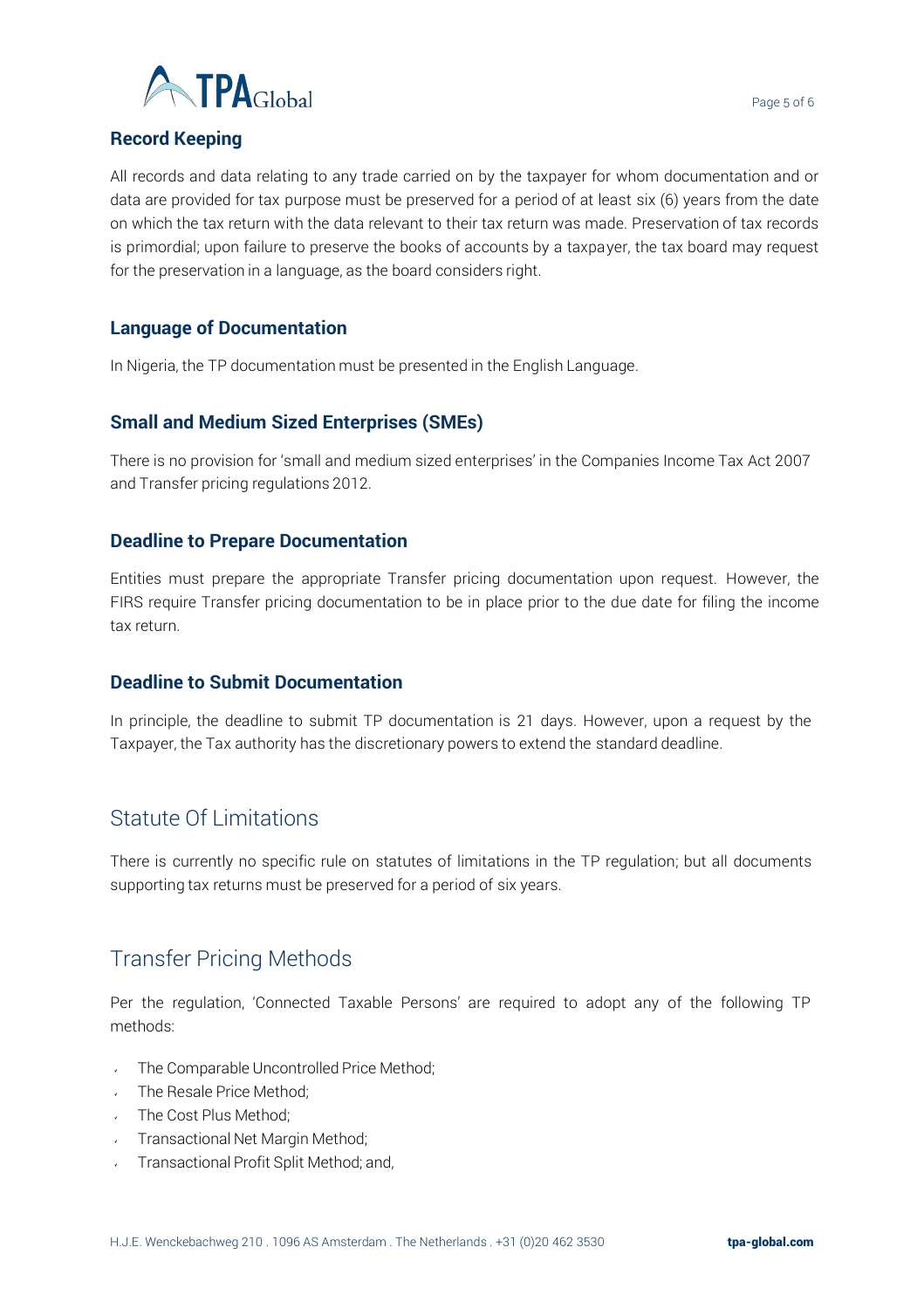### Record Keeping

All records and data relating to any trade carried on by the taxpayer for whom documentation and or data are provided for tax purpose must be preserved for a period of at least six (6) years from the date on which the tax return with the data relevant to their tax return was made. Preservation of tax records is primordial; upon failure to preserve the books of accounts by a taxpayer, the tax board may request for the preservation in a language, as the board considers right.

### Language of Documentation

In Nigeria, the TP documentation must be presented in the English Language.

### Small and Medium Sized Enterprises (SMEs)

There is no provision for 'small and medium sized enterprises' in the Companies Income Tax Act 2007 and Transfer pricing regulations 2012.

### Deadline to Prepare Documentation

Entities must prepare the appropriate Transfer pricing documentation upon request. However, the FIRS require Transfer pricing documentation to be in place prior to the due date for filing the income tax return.

### Deadline to Submit Documentation

In principle, the deadline to submit TP documentation is 21 days. However, upon a request by the Taxpayer, the Tax authority has the discretionary powers to extend the standard deadline.

## Statute Of Limitations

There is currently no specific rule on statutes of limitations in the TP regulation; but all documents supporting tax returns must be preserved for a period of six years.

## Transfer Pricing Methods

Per the regulation, 'Connected Taxable Persons' are required to adopt any of the following TP methods:

- The Comparable Uncontrolled Price Method;
- The Resale Price Method;
- The Cost Plus Method;
- Transactional Net Margin Method;
- Transactional Profit Split Method; and,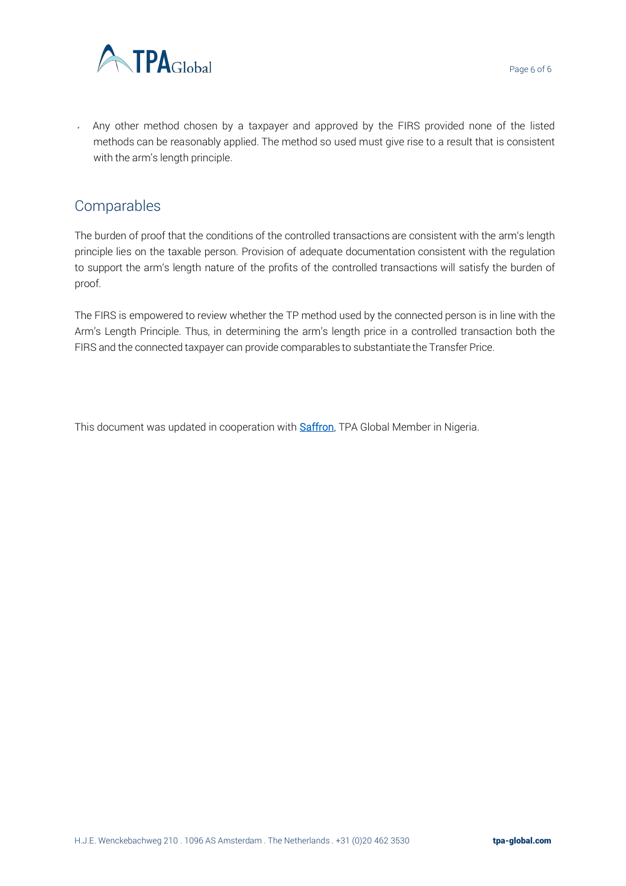- Any other method chosen by a taxpayer and approved by the FIRS provided none of the listed methods can be reasonably applied. The method so used must give rise to a result that is consistent with the arm's length principle.

## Comparables

The burden of proof that the conditions of the controlled transactions are consistent with the arm's length principle lies on the taxable person. Provision of adequate documentation consistent with the regulation to support the arm's length nature of the profits of the controlled transactions will satisfy the burden of proof.

The FIRS is empowered to review whether the TP method used by the connected person is in line with the Arm's Length Principle. Thus, in determining the arm's length price in a controlled transaction both the FIRS and the connected taxpayer can provide comparables to substantiate the Transfer Price.

This document was updated in cooperation with Saffron, TPA Global Member in Nigeria.